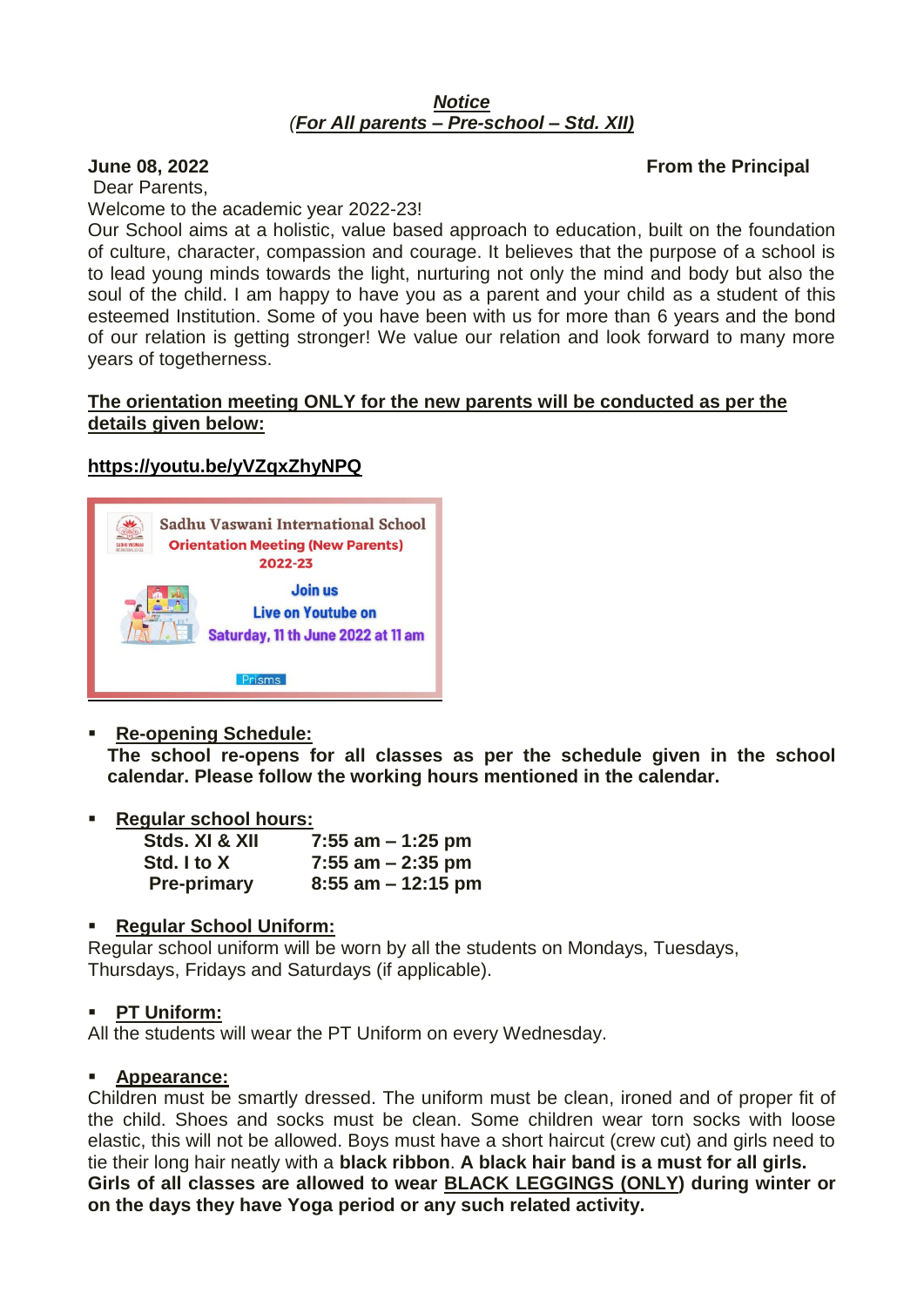***Notice***
*(For All parents – Pre-school – Std. XII)*

**June 08, 2022** **From the Principal**

Dear Parents,

Welcome to the academic year 2022-23!

Our School aims at a holistic, value based approach to education, built on the foundation of culture, character, compassion and courage. It believes that the purpose of a school is to lead young minds towards the light, nurturing not only the mind and body but also the soul of the child. I am happy to have you as a parent and your child as a student of this esteemed Institution. Some of you have been with us for more than 6 years and the bond of our relation is getting stronger! We value our relation and look forward to many more years of togetherness.

**The orientation meeting ONLY for the new parents will be conducted as per the details given below:**

**https://youtu.be/yVZqxZhyNPQ**

Sadhu Vaswani International School
Orientation Meeting (New Parents)
2022-23
Join us
Live on Youtube on
Saturday, 11 th June 2022 at 11 am
Prisms

- **Re-opening Schedule:**
  **The school re-opens for all classes as per the schedule given in the school calendar. Please follow the working hours mentioned in the calendar.**

- **Regular school hours:**

| | |
|---|---|
| **Stds. XI & XII** | **7:55 am – 1:25 pm** |
| **Std. I to X** | **7:55 am – 2:35 pm** |
| **Pre-primary** | **8:55 am – 12:15 pm** |

- **Regular School Uniform:**

Regular school uniform will be worn by all the students on Mondays, Tuesdays, Thursdays, Fridays and Saturdays (if applicable).

- **PT Uniform:**

All the students will wear the PT Uniform on every Wednesday.

- **Appearance:**

Children must be smartly dressed. The uniform must be clean, ironed and of proper fit of the child. Shoes and socks must be clean. Some children wear torn socks with loose elastic, this will not be allowed. Boys must have a short haircut (crew cut) and girls need to tie their long hair neatly with a **black ribbon**. **A black hair band is a must for all girls. Girls of all classes are allowed to wear BLACK LEGGINGS (ONLY) during winter or on the days they have Yoga period or any such related activity.**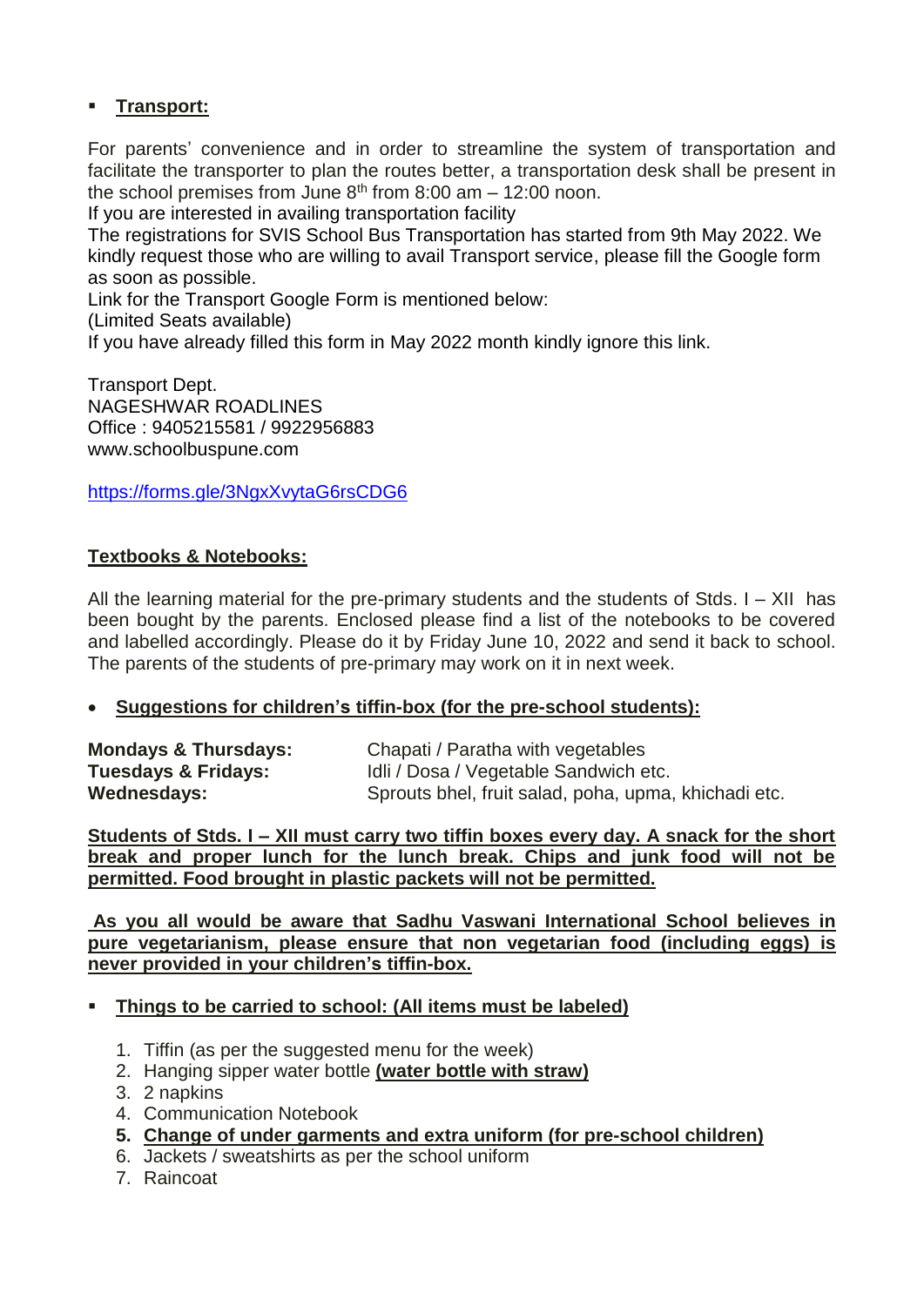- **Transport:**

For parents' convenience and in order to streamline the system of transportation and facilitate the transporter to plan the routes better, a transportation desk shall be present in the school premises from June 8th from 8:00 am – 12:00 noon.

If you are interested in availing transportation facility

The registrations for SVIS School Bus Transportation has started from 9th May 2022. We kindly request those who are willing to avail Transport service, please fill the Google form as soon as possible.

Link for the Transport Google Form is mentioned below:

(Limited Seats available)

If you have already filled this form in May 2022 month kindly ignore this link.

Transport Dept.
NAGESHWAR ROADLINES
Office : 9405215581 / 9922956883
www.schoolbuspune.com

https://forms.gle/3NgxXvytaG6rsCDG6

**Textbooks & Notebooks:**

All the learning material for the pre-primary students and the students of Stds. I – XII has been bought by the parents. Enclosed please find a list of the notebooks to be covered and labelled accordingly. Please do it by Friday June 10, 2022 and send it back to school. The parents of the students of pre-primary may work on it in next week.

- **Suggestions for children's tiffin-box (for the pre-school students):**

| | |
|---|---|
| **Mondays & Thursdays:** | Chapati / Paratha with vegetables |
| **Tuesdays & Fridays:** | Idli / Dosa / Vegetable Sandwich etc. |
| **Wednesdays:** | Sprouts bhel, fruit salad, poha, upma, khichadi etc. |

**Students of Stds. I – XII must carry two tiffin boxes every day. A snack for the short break and proper lunch for the lunch break. Chips and junk food will not be permitted. Food brought in plastic packets will not be permitted.**

**As you all would be aware that Sadhu Vaswani International School believes in pure vegetarianism, please ensure that non vegetarian food (including eggs) is never provided in your children's tiffin-box.**

- **Things to be carried to school: (All items must be labeled)**

1. Tiffin (as per the suggested menu for the week)
2. Hanging sipper water bottle **(water bottle with straw)**
3. 2 napkins
4. Communication Notebook
5. **Change of under garments and extra uniform (for pre-school children)**
6. Jackets / sweatshirts as per the school uniform
7. Raincoat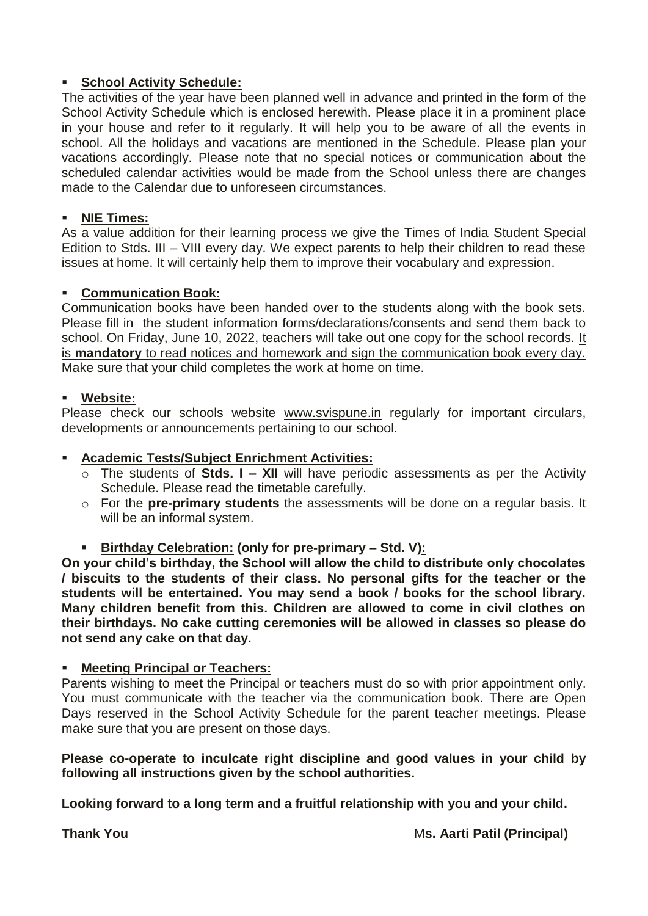- **School Activity Schedule:**

The activities of the year have been planned well in advance and printed in the form of the School Activity Schedule which is enclosed herewith. Please place it in a prominent place in your house and refer to it regularly. It will help you to be aware of all the events in school. All the holidays and vacations are mentioned in the Schedule. Please plan your vacations accordingly. Please note that no special notices or communication about the scheduled calendar activities would be made from the School unless there are changes made to the Calendar due to unforeseen circumstances.

- **NIE Times:**

As a value addition for their learning process we give the Times of India Student Special Edition to Stds. III – VIII every day. We expect parents to help their children to read these issues at home. It will certainly help them to improve their vocabulary and expression.

- **Communication Book:**

Communication books have been handed over to the students along with the book sets. Please fill in the student information forms/declarations/consents and send them back to school. On Friday, June 10, 2022, teachers will take out one copy for the school records. It is **mandatory** to read notices and homework and sign the communication book every day. Make sure that your child completes the work at home on time.

- **Website:**

Please check our schools website www.svispune.in regularly for important circulars, developments or announcements pertaining to our school.

- **Academic Tests/Subject Enrichment Activities:**
  - The students of **Stds. I – XII** will have periodic assessments as per the Activity Schedule. Please read the timetable carefully.
  - For the **pre-primary students** the assessments will be done on a regular basis. It will be an informal system.

- **Birthday Celebration: (only for pre-primary – Std. V):**

**On your child's birthday, the School will allow the child to distribute only chocolates / biscuits to the students of their class. No personal gifts for the teacher or the students will be entertained. You may send a book / books for the school library. Many children benefit from this. Children are allowed to come in civil clothes on their birthdays. No cake cutting ceremonies will be allowed in classes so please do not send any cake on that day.**

- **Meeting Principal or Teachers:**

Parents wishing to meet the Principal or teachers must do so with prior appointment only. You must communicate with the teacher via the communication book. There are Open Days reserved in the School Activity Schedule for the parent teacher meetings. Please make sure that you are present on those days.

**Please co-operate to inculcate right discipline and good values in your child by following all instructions given by the school authorities.**

**Looking forward to a long term and a fruitful relationship with you and your child.**

**Thank You** **Ms. Aarti Patil (Principal)**